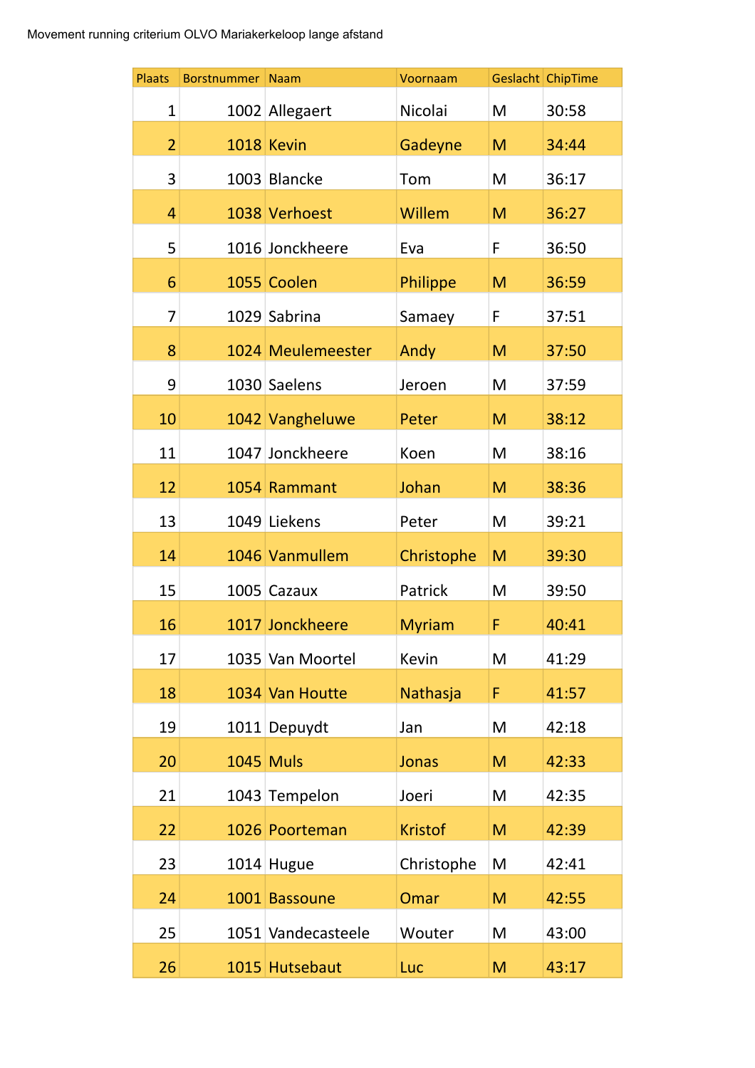Movement running criterium OLVO Mariakerkeloop lange afstand

| Plaats | Borstnummer | Naam | Voornaam | Geslacht | ChipTime |
|---|---|---|---|---|---|
| 1 | 1002 | Allegaert | Nicolai | M | 30:58 |
| 2 | 1018 | Kevin | Gadeyne | M | 34:44 |
| 3 | 1003 | Blancke | Tom | M | 36:17 |
| 4 | 1038 | Verhoest | Willem | M | 36:27 |
| 5 | 1016 | Jonckheere | Eva | F | 36:50 |
| 6 | 1055 | Coolen | Philippe | M | 36:59 |
| 7 | 1029 | Sabrina | Samaey | F | 37:51 |
| 8 | 1024 | Meulemeester | Andy | M | 37:50 |
| 9 | 1030 | Saelens | Jeroen | M | 37:59 |
| 10 | 1042 | Vangheluwe | Peter | M | 38:12 |
| 11 | 1047 | Jonckheere | Koen | M | 38:16 |
| 12 | 1054 | Rammant | Johan | M | 38:36 |
| 13 | 1049 | Liekens | Peter | M | 39:21 |
| 14 | 1046 | Vanmullem | Christophe | M | 39:30 |
| 15 | 1005 | Cazaux | Patrick | M | 39:50 |
| 16 | 1017 | Jonckheere | Myriam | F | 40:41 |
| 17 | 1035 | Van Moortel | Kevin | M | 41:29 |
| 18 | 1034 | Van Houtte | Nathasja | F | 41:57 |
| 19 | 1011 | Depuydt | Jan | M | 42:18 |
| 20 | 1045 | Muls | Jonas | M | 42:33 |
| 21 | 1043 | Tempelon | Joeri | M | 42:35 |
| 22 | 1026 | Poorteman | Kristof | M | 42:39 |
| 23 | 1014 | Hugue | Christophe | M | 42:41 |
| 24 | 1001 | Bassoune | Omar | M | 42:55 |
| 25 | 1051 | Vandecasteele | Wouter | M | 43:00 |
| 26 | 1015 | Hutsebaut | Luc | M | 43:17 |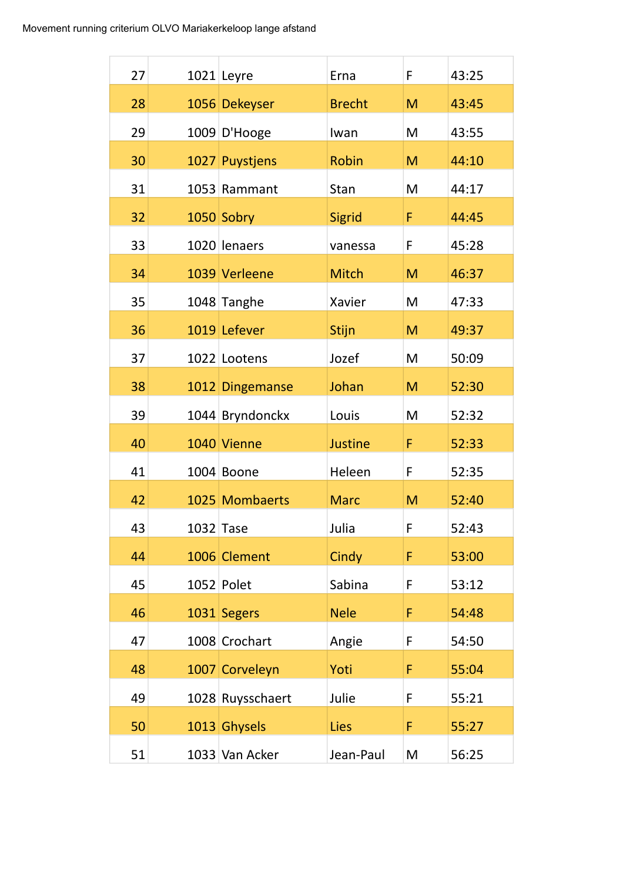Movement running criterium OLVO Mariakerkeloop lange afstand

| | | | | | |
|---|---|---|---|---|---|
| 27 | 1021 | Leyre | Erna | F | 43:25 |
| 28 | 1056 | Dekeyser | Brecht | M | 43:45 |
| 29 | 1009 | D'Hooge | Iwan | M | 43:55 |
| 30 | 1027 | Puystjens | Robin | M | 44:10 |
| 31 | 1053 | Rammant | Stan | M | 44:17 |
| 32 | 1050 | Sobry | Sigrid | F | 44:45 |
| 33 | 1020 | lenaers | vanessa | F | 45:28 |
| 34 | 1039 | Verleene | Mitch | M | 46:37 |
| 35 | 1048 | Tanghe | Xavier | M | 47:33 |
| 36 | 1019 | Lefever | Stijn | M | 49:37 |
| 37 | 1022 | Lootens | Jozef | M | 50:09 |
| 38 | 1012 | Dingemanse | Johan | M | 52:30 |
| 39 | 1044 | Bryndonckx | Louis | M | 52:32 |
| 40 | 1040 | Vienne | Justine | F | 52:33 |
| 41 | 1004 | Boone | Heleen | F | 52:35 |
| 42 | 1025 | Mombaerts | Marc | M | 52:40 |
| 43 | 1032 | Tase | Julia | F | 52:43 |
| 44 | 1006 | Clement | Cindy | F | 53:00 |
| 45 | 1052 | Polet | Sabina | F | 53:12 |
| 46 | 1031 | Segers | Nele | F | 54:48 |
| 47 | 1008 | Crochart | Angie | F | 54:50 |
| 48 | 1007 | Corveleyn | Yoti | F | 55:04 |
| 49 | 1028 | Ruysschaert | Julie | F | 55:21 |
| 50 | 1013 | Ghysels | Lies | F | 55:27 |
| 51 | 1033 | Van Acker | Jean-Paul | M | 56:25 |